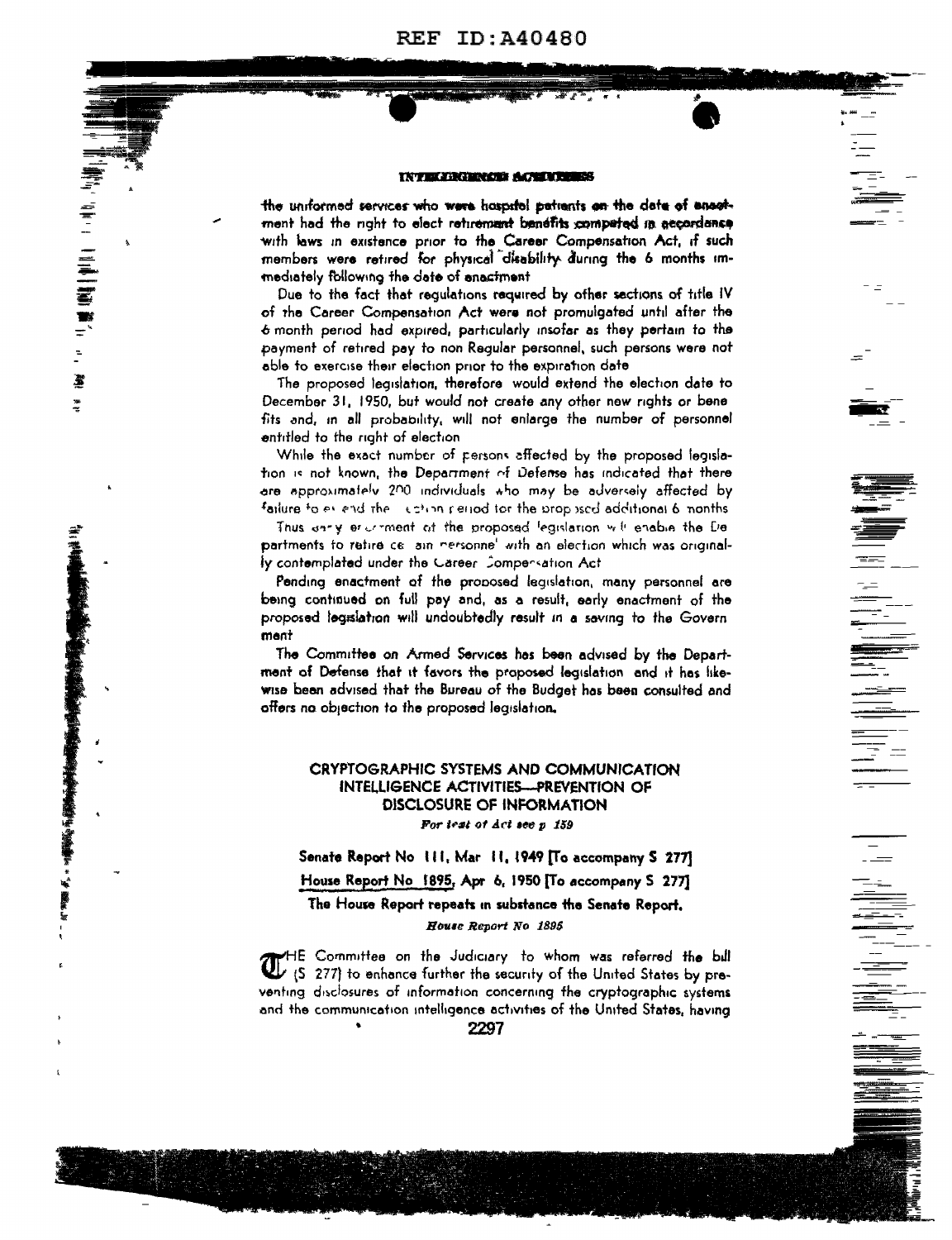the uniformed services who were hospital patients on the date of enactment had the right to elect retirement benefits computed in accordance with laws in existence prior to the Career Compensation Act, if such members were retired for physical disability during the 6 months immediately following the date of enactment

Due to the fact that regulations required by other sections of title IV of the Career Compensation Act were not promulgated until after the 6 month period had expired, particularly insofar as they pertain to the payment of retired pay to non Regular personnel, such persons were not able to exercise their election prior to the expiration date

The proposed legislation, therefore would extend the election date to December 31, 1950, but would not create any other new rights or benefits and, in all probability, will not enlarge the number of personnel entitled to the right of election

While the exact number of persons affected by the proposed legislation is not known, the Department of Defense has indicated that there are approximately 200 individuals who may be adversely affected by failure to extend the election period for the proposed additional 6 months

Thus early enactment of the proposed legislation will enable the Departments to retire certain personnel with an election which was originally contemplated under the Career Compensation Act

Pending enactment of the proposed legislation, many personnel are being continued on full pay and, as a result, early enactment of the proposed legislation will undoubtedly result in a saving to the Government

The Committee on Armed Services has been advised by the Department of Defense that it favors the proposed legislation and it has likewise been advised that the Bureau of the Budget has been consulted and offers no objection to the proposed legislation.

## CRYPTOGRAPHIC SYSTEMS AND COMMUNICATION INTELLIGENCE ACTIVITIES—PREVENTION OF DISCLOSURE OF INFORMATION

*For text of Act see p 159*

**Senate Report No 111, Mar 11, 1949 [To accompany S 277]**

**House Report No 1895, Apr 6, 1950 [To accompany S 277]**

**The House Report repeats in substance the Senate Report.**

*House Report No 1895*

THE Committee on the Judiciary to whom was referred the bill (S 277) to enhance further the security of the United States by preventing disclosures of information concerning the cryptographic systems and the communication intelligence activities of the United States, having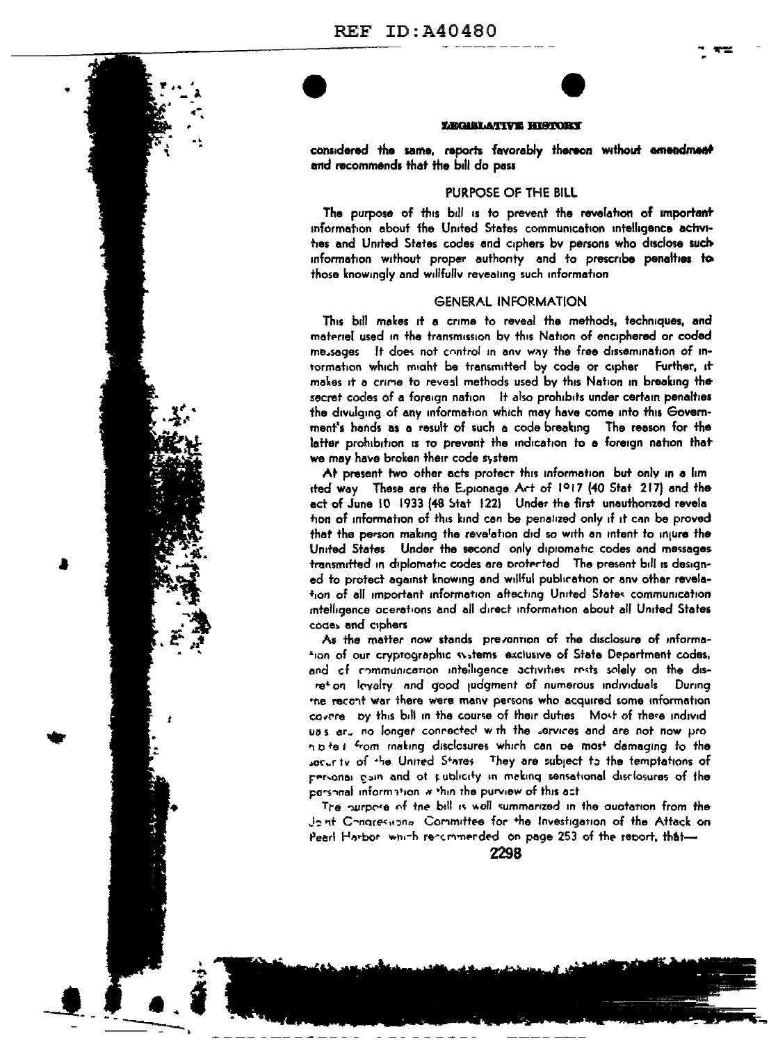considered the same, reports favorably thereon without amendment and recommends that the bill do pass

## PURPOSE OF THE BILL

The purpose of this bill is to prevent the revelation of important information about the United States communication intelligence activities and United States codes and ciphers by persons who disclose such information without proper authority and to prescribe penalties to those knowingly and willfully revealing such information

## GENERAL INFORMATION

This bill makes it a crime to reveal the methods, techniques, and materiel used in the transmission by this Nation of enciphered or coded messages It does not control in any way the free dissemination of information which might be transmitted by code or cipher Further, it makes it a crime to reveal methods used by this Nation in breaking the secret codes of a foreign nation It also prohibits under certain penalties the divulging of any information which may have come into this Government's hands as a result of such a code breaking The reason for the latter prohibition is to prevent the indication to a foreign nation that we may have broken their code system

At present two other acts protect this information but only in a limited way These are the Espionage Act of 1917 (40 Stat 217) and the act of June 10 1933 (48 Stat 122) Under the first unauthorized revelation of information of this kind can be penalized only if it can be proved that the person making the revelation did so with an intent to injure the United States Under the second only diplomatic codes and messages transmitted in diplomatic codes are protected The present bill is designed to protect against knowing and willful publication or any other revelation of all important information affecting United States communication intelligence operations and all direct information about all United States codes and ciphers

As the matter now stands prevention of the disclosure of information of our cryptographic systems exclusive of State Department codes, and of communication intelligence activities rests solely on the discretion loyalty and good judgment of numerous individuals During the recent war there were many persons who acquired some information covered by this bill in the course of their duties Most of these individuals are no longer connected with the services and are not now prohibited from making disclosures which can be most damaging to the security of the United States They are subject to the temptations of personal gain and of publicity in making sensational disclosures of the personal information within the purview of this act

The purpose of the bill is well summarized in the quotation from the Joint Congressional Committee for the Investigation of the Attack on Pearl Harbor which recommended on page 253 of the report, that—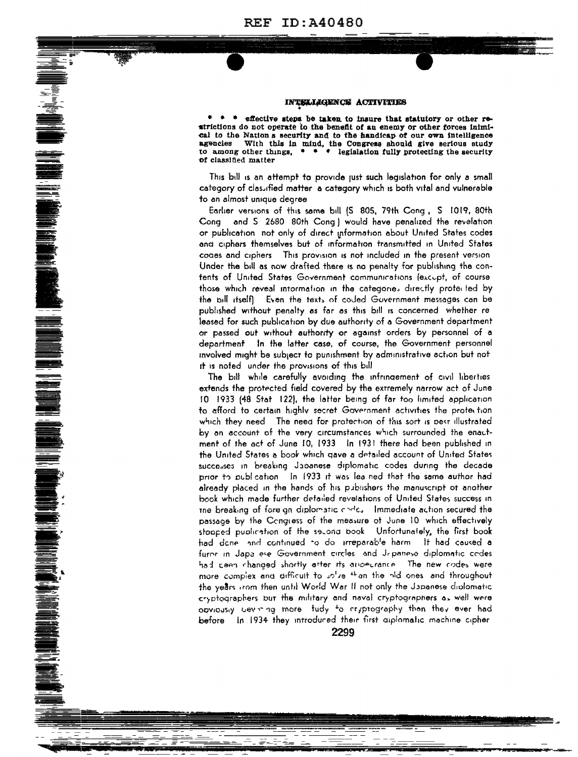**INTELLIGENCE ACTIVITIES**

* * * effective steps be taken to insure that statutory or other restrictions do not operate to the benefit of an enemy or other forces inimical to the Nation's security and to the handicap of our own intelligence agencies With this in mind, the Congress should give serious study to among other things, * * * legislation fully protecting the security of classified matter

This bill is an attempt to provide just such legislation for only a small category of classified matter a category which is both vital and vulnerable to an almost unique degree

Earlier versions of this same bill (S 805, 79th Cong, S 1019, 80th Cong and S 2680 80th Cong) would have penalized the revelation or publication not only of direct information about United States codes and ciphers themselves but of information transmitted in United States codes and ciphers This provision is not included in the present version Under the bill as now drafted there is no penalty for publishing the contents of United States Government communications (except, of course those which reveal information in the categories directly protected by the bill itself) Even the texts of coded Government messages can be published without penalty as far as this bill is concerned whether released for such publication by due authority of a Government department or passed out without authority or against orders by personnel of a department In the latter case, of course, the Government personnel involved might be subject to punishment by administrative action but not it is noted under the provisions of this bill

The bill while carefully avoiding the infringement of civil liberties extends the protected field covered by the extremely narrow act of June 10 1933 (48 Stat 122), the latter being of far too limited application to afford to certain highly secret Government activities the protection which they need The need for protection of this sort is best illustrated by an account of the very circumstances which surrounded the enactment of the act of June 10, 1933 In 1931 there had been published in the United States a book which gave a detailed account of United States successes in breaking Japanese diplomatic codes during the decade prior to publication In 1933 it was learned that the same author had already placed in the hands of his publishers the manuscript of another book which made further detailed revelations of United States success in the breaking of foreign diplomatic codes Immediate action secured the passage by the Congress of the measure of June 10 which effectively stopped publication of the second book Unfortunately, the first book had done and continued to do irreparable harm It had caused a furor in Japanese Government circles and Japanese diplomatic codes had been changed shortly after its appearance The new codes were more complex and difficult to solve than the old ones and throughout the years from then until World War II not only the Japanese diplomatic cryptographers but the military and naval cryptographers as well were obviously devoting more study to cryptography than they ever had before In 1934 they introduced their first diplomatic machine cipher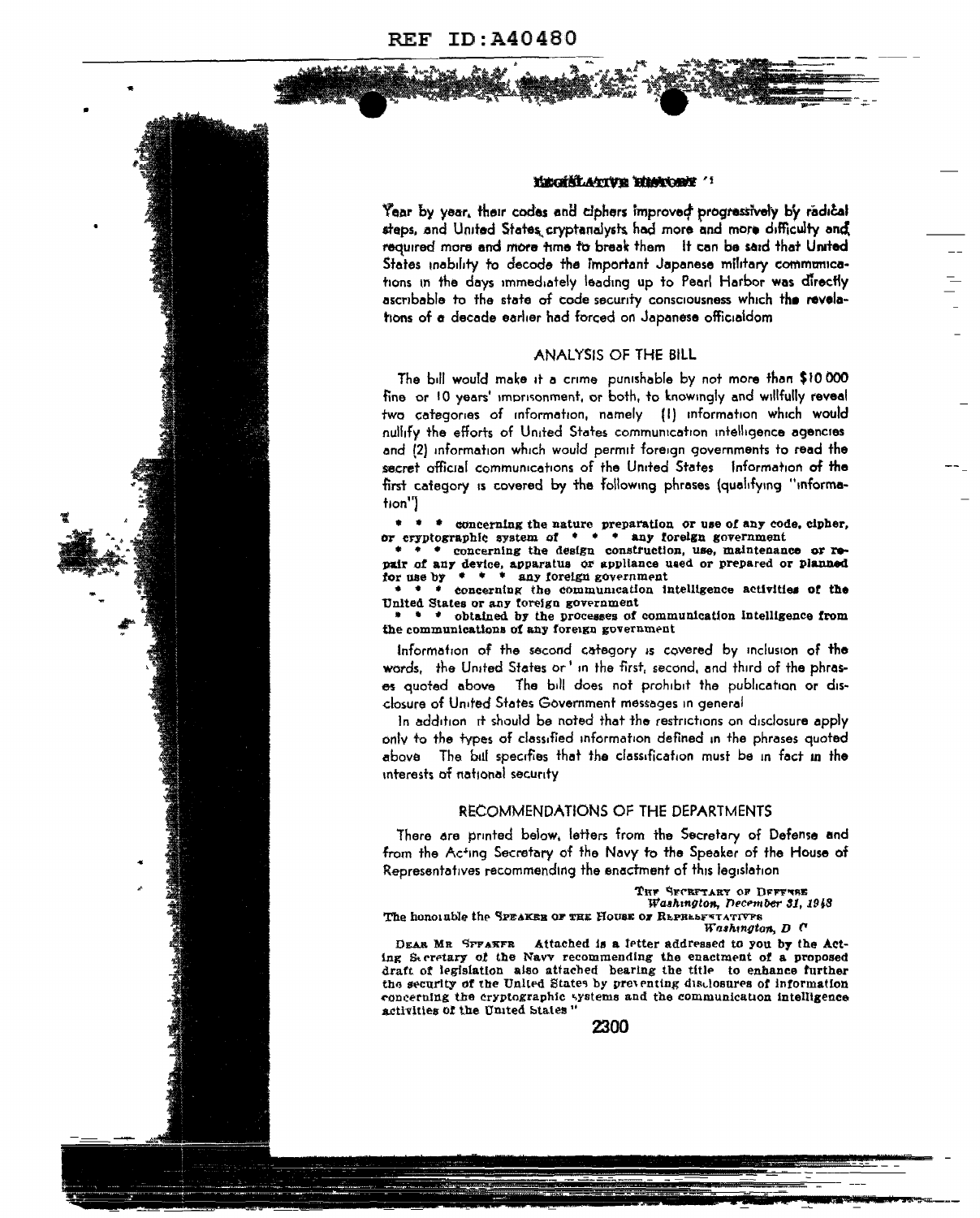LEGISLATIVE HISTORY

Year by year, their codes and ciphers improved progressively by radical steps, and United States cryptanalysts had more and more difficulty and required more and more time to break them It can be said that United States inability to decode the important Japanese military communications in the days immediately leading up to Pearl Harbor was directly ascribable to the state of code security consciousness which the revelations of a decade earlier had forced on Japanese officialdom

## ANALYSIS OF THE BILL

The bill would make it a crime punishable by not more than $10 000 fine or 10 years' imprisonment, or both, to knowingly and willfully reveal two categories of information, namely (1) information which would nullify the efforts of United States communication intelligence agencies and (2) information which would permit foreign governments to read the secret official communications of the United States Information of the first category is covered by the following phrases (qualifying "information")

* * * concerning the nature preparation or use of any code, cipher, or cryptographic system of * * * any foreign government

* * * concerning the design construction, use, maintenance or repair of any device, apparatus or appliance used or prepared or planned for use by * * * any foreign government

* * * concerning the communication intelligence activities of the United States or any foreign government

* * * obtained by the processes of communication intelligence from the communications of any foreign government

Information of the second category is covered by inclusion of the words, the United States or' in the first, second, and third of the phrases quoted above The bill does not prohibit the publication or disclosure of United States Government messages in general

In addition it should be noted that the restrictions on disclosure apply only to the types of classified information defined in the phrases quoted above The bill specifies that the classification must be in fact in the interests of national security

## RECOMMENDATIONS OF THE DEPARTMENTS

There are printed below, letters from the Secretary of Defense and from the Acting Secretary of the Navy to the Speaker of the House of Representatives recommending the enactment of this legislation

THE SECRETARY OF DEFENSE
*Washington, December 31, 1948*

The honorable the SPEAKER OF THE HOUSE OF REPRESENTATIVES
*Washington, D C*

DEAR MR SPEAKER Attached is a letter addressed to you by the Acting Secretary of the Navy recommending the enactment of a proposed draft of legislation also attached bearing the title to enhance further the security of the United States by preventing disclosures of information concerning the cryptographic systems and the communication intelligence activities of the United States"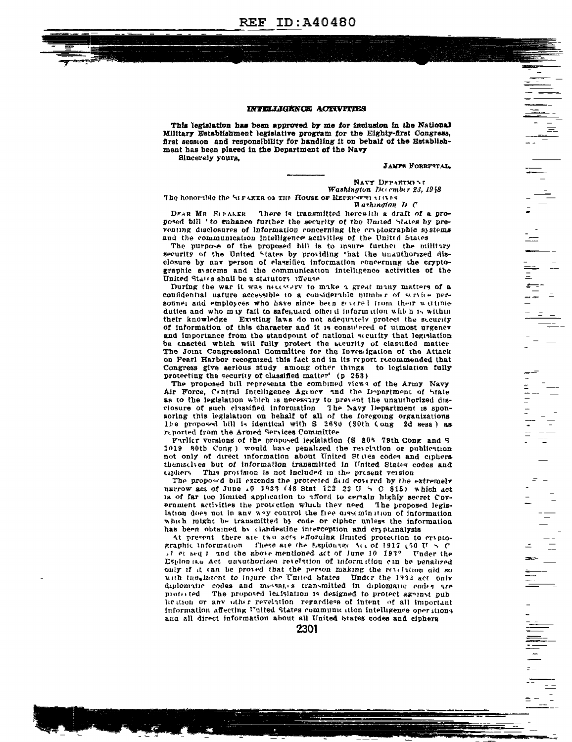REF ID:A40480

INTELLIGENCE ACTIVITIES

**This legislation has been approved by me for inclusion in the National Military Establishment legislative program for the Eighty-first Congress, first session and responsibility for handling it on behalf of the Establishment has been placed in the Department of the Navy**

**Sincerely yours,**

JAMES FORRESTAL.

NAVY DEPARTMENT
*Washington, December 23, 1948*

The honorable the SPEAKER OF THE HOUSE OF REPRESENTATIVES
*Washington D C*

DEAR MR SPEAKER There is transmitted herewith a draft of a proposed bill "to enhance further the security of the United States by preventing disclosures of information concerning the cryptographic systems and the communication intelligence activities of the United States

The purpose of the proposed bill is to insure further the military security of the United States by providing that the unauthorized disclosure by any person of classified information concerning the cryptographic systems and the communication intelligence activities of the United States shall be a statutory offense

During the war it was necessary to make a great many matters of a confidential nature accessible to a considerable number of service personnel and employees who have since been severed from their wartime duties and who may fail to safeguard official information which is within their knowledge Existing laws do not adequately protect the security of information of this character and it is considered of utmost urgency and importance from the standpoint of national security that legislation be enacted which will fully protect the security of classified matter The Joint Congressional Committee for the Investigation of the Attack on Pearl Harbor recognized this fact and in its report recommended that Congress give serious study among other things to legislation fully protecting the security of classified matter" (p 253)

The proposed bill represents the combined views of the Army Navy Air Force, Central Intelligence Agency and the Department of State as to the legislation which is necessary to prevent the unauthorized disclosure of such classified information The Navy Department is sponsoring this legislation on behalf of all of the foregoing organizations The proposed bill is identical with S 2680 (80th Cong 2d sess) as reported from the Armed Services Committee

Earlier versions of the proposed legislation (S 805 79th Cong and S 1019 80th Cong) would have penalized the revelation or publication not only of direct information about United States codes and ciphers themselves but of information transmitted in United States codes and ciphers This provision is not included in the present version

The proposed bill extends the protected field covered by the extremely narrow act of June 10 1933 (48 Stat 122 22 U S C 815) which act is of far too limited application to afford to certain highly secret Government activities the protection which they need The proposed legislation does not in any way control the free dissemination of information which might be transmitted by code or cipher unless the information has been obtained by clandestine interception and cryptanalysis

At present there are two acts affording limited protection to cryptographic information These are the Espionage Act of 1917 (50 U S C 31 et seq ) and the above mentioned act of June 10 1933 Under the Espionage Act unauthorized revelation of information can be penalized only if it can be proved that the person making the revelation did so with the intent to injure the United States Under the 1933 act only diplomatic codes and messages transmitted in diplomatic codes are protected The proposed legislation is designed to protect against publication or any other revelation regardless of intent of all important information affecting United States communication intelligence operations and all direct information about all United States codes and ciphers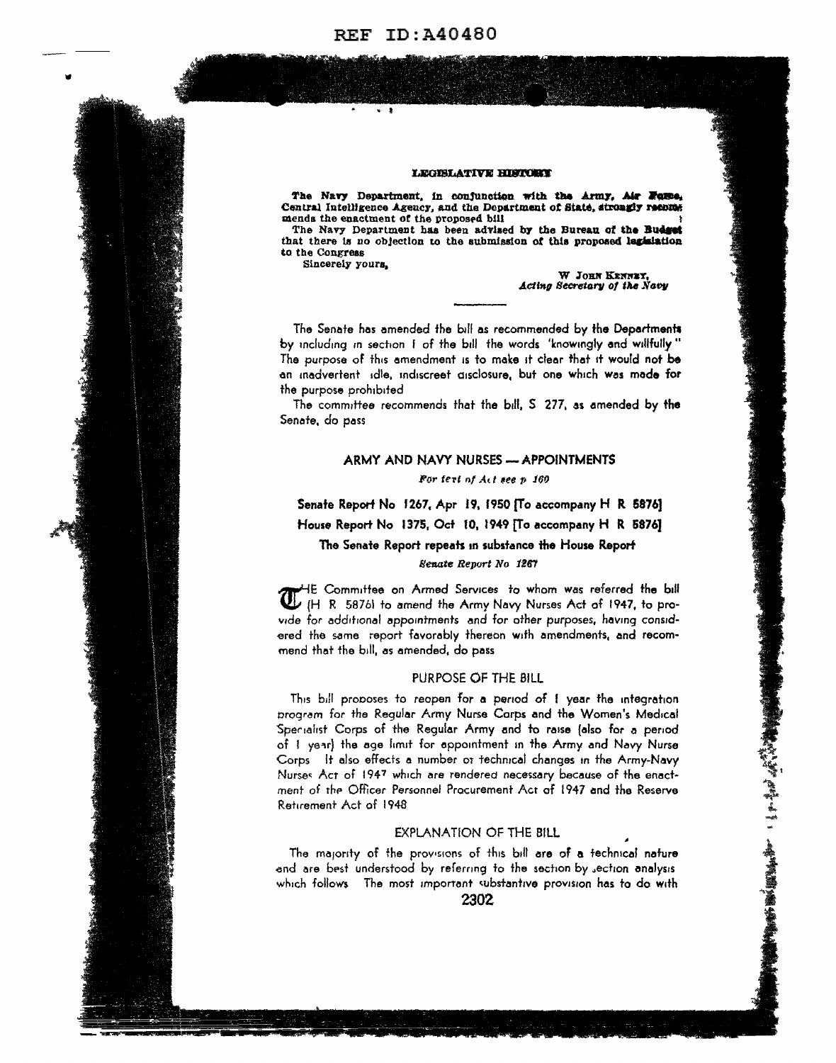LEGISLATIVE HISTORY

The Navy Department, in conjunction with the Army, Air Force, Central Intelligence Agency, and the Department of State, strongly recommends the enactment of the proposed bill

The Navy Department has been advised by the Bureau of the Budget that there is no objection to the submission of this proposed legislation to the Congress

Sincerely yours,

W JOHN KENNEY,
*Acting Secretary of the Navy*

---

The Senate has amended the bill as recommended by the Departments by including in section 1 of the bill the words 'knowingly and willfully" The purpose of this amendment is to make it clear that it would not be an inadvertent idle, indiscreet disclosure, but one which was made for the purpose prohibited

The committee recommends that the bill, S 277, as amended by the Senate, do pass

## ARMY AND NAVY NURSES — APPOINTMENTS

*For text of Act see p 160*

**Senate Report No 1267, Apr 19, 1950 [To accompany H R 5876]**

**House Report No 1375, Oct 10, 1949 [To accompany H R 5876]**

**The Senate Report repeats in substance the House Report**

*Senate Report No 1267*

THE Committee on Armed Services to whom was referred the bill (H R 5876) to amend the Army Navy Nurses Act of 1947, to provide for additional appointments and for other purposes, having considered the same report favorably thereon with amendments, and recommend that the bill, as amended, do pass

### PURPOSE OF THE BILL

This bill proposes to reopen for a period of 1 year the integration program for the Regular Army Nurse Corps and the Women's Medical Specialist Corps of the Regular Army and to raise (also for a period of 1 year) the age limit for appointment in the Army and Navy Nurse Corps It also effects a number of technical changes in the Army-Navy Nurses Act of 1947 which are rendered necessary because of the enactment of the Officer Personnel Procurement Act of 1947 and the Reserve Retirement Act of 1948

### EXPLANATION OF THE BILL

The majority of the provisions of this bill are of a technical nature and are best understood by referring to the section by section analysis which follows The most important substantive provision has to do with